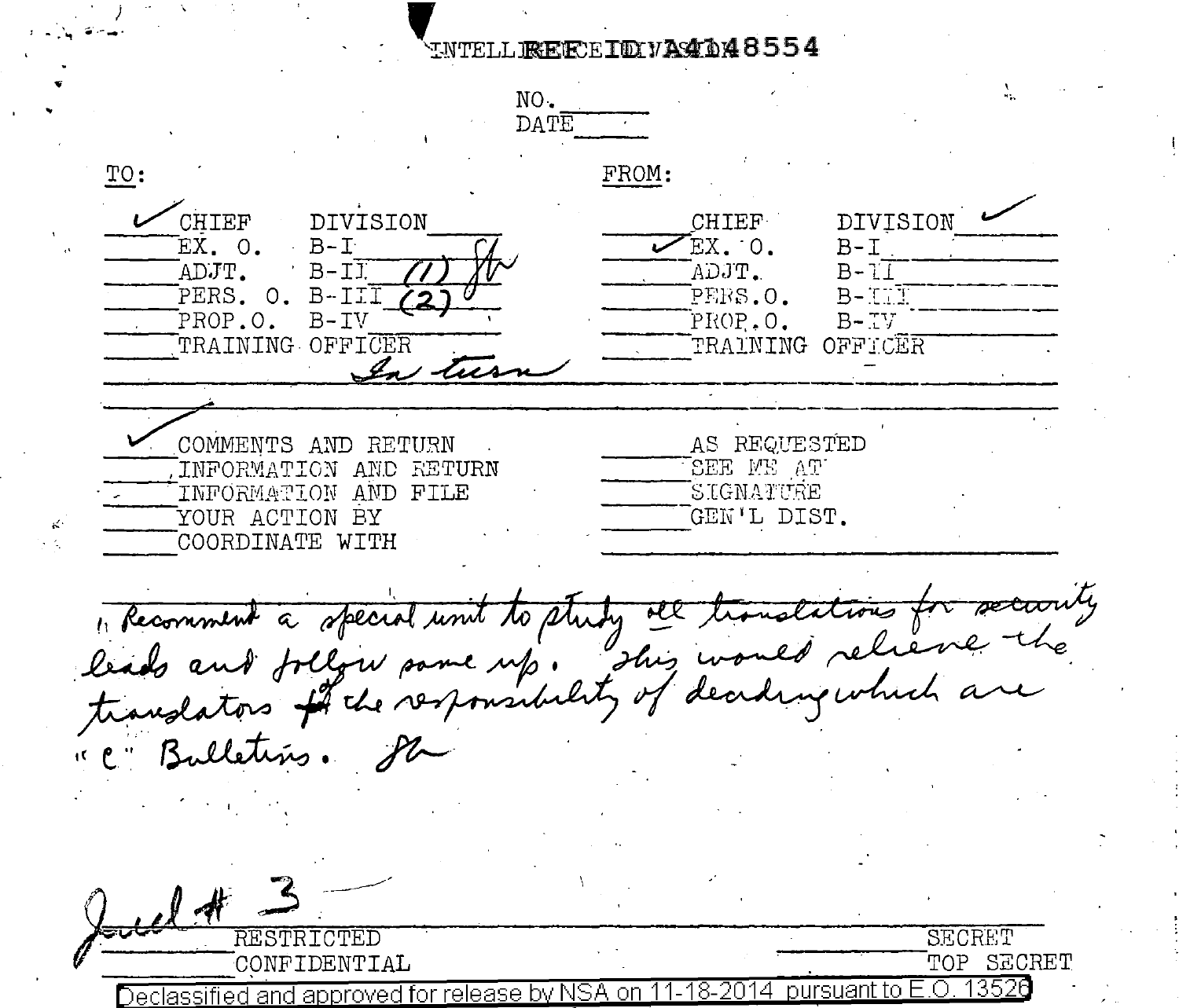REF ID:A4148554

INTELLIGENCE DIVISION

NO. ______
DATE ______

| TO: | | FROM: | |
|---|---|---|---|
| ✓ CHIEF | DIVISION | CHIEF | DIVISION ✓ |
| EX. O. | B-I | ✓ EX. O. | B-I |
| ADJT. | B-II (1) | ADJT. | B-II |
| PERS. O. | B-III (2) | PERS. O. | B-III |
| PROP. O. | B-IV | PROP. O. | B-IV |
| TRAINING OFFICER | | TRAINING OFFICER | |

*In turn*

| | |
|---|---|
| ✓ COMMENTS AND RETURN | AS REQUESTED |
| INFORMATION AND RETURN | SEE ME AT |
| INFORMATION AND FILE | SIGNATURE |
| YOUR ACTION BY | GEN'L DIST. |
| COORDINATE WITH | |

*1. Recommend a special unit to study all translations for security leads and follow same up. This would relieve the translators of the responsibility of deciding which are "C" Bulletins.*

*Incl # 3*

RESTRICTED
CONFIDENTIAL

SECRET
TOP SECRET

Declassified and approved for release by NSA on 11-18-2014 pursuant to E.O. 13526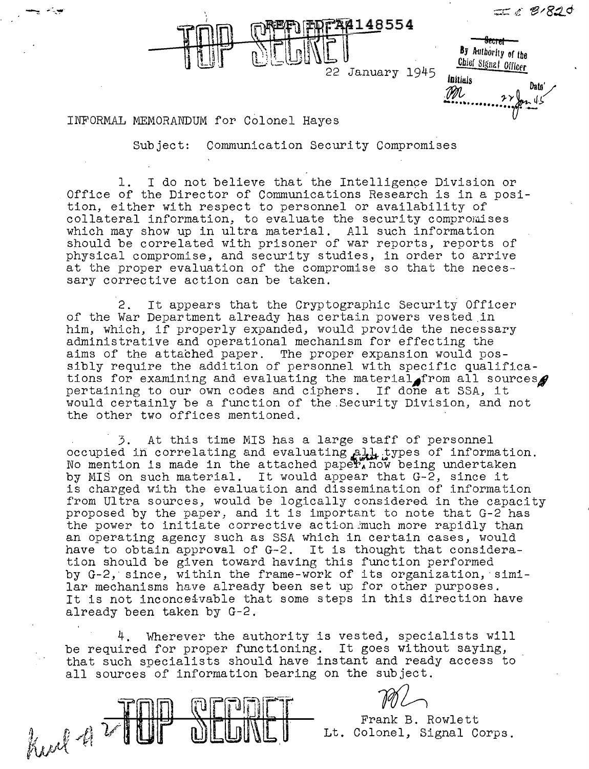TOP SECRET

REF ID:A4148554

22 January 1945

Secret
By Authority of the
Chief Signal Officer
Initials
Date 22 Jan 45

INFORMAL MEMORANDUM for Colonel Hayes

Subject: Communication Security Compromises

1. I do not believe that the Intelligence Division or Office of the Director of Communications Research is in a position, either with respect to personnel or availability of collateral information, to evaluate the security compromises which may show up in ultra material. All such information should be correlated with prisoner of war reports, reports of physical compromise, and security studies, in order to arrive at the proper evaluation of the compromise so that the necessary corrective action can be taken.

2. It appears that the Cryptographic Security Officer of the War Department already has certain powers vested in him, which, if properly expanded, would provide the necessary administrative and operational mechanism for effecting the aims of the attached paper. The proper expansion would possibly require the addition of personnel with specific qualifications for examining and evaluating the material, from all sources, pertaining to our own codes and ciphers. If done at SSA, it would certainly be a function of the Security Division, and not the other two offices mentioned.

3. At this time MIS has a large staff of personnel occupied in correlating and evaluating all types of information. No mention is made in the attached paper of what is now being undertaken by MIS on such material. It would appear that G-2, since it is charged with the evaluation and dissemination of information from Ultra sources, would be logically considered in the capacity proposed by the paper, and it is important to note that G-2 has the power to initiate corrective action much more rapidly than an operating agency such as SSA which in certain cases, would have to obtain approval of G-2. It is thought that consideration should be given toward having this function performed by G-2, since, within the frame-work of its organization, similar mechanisms have already been set up for other purposes. It is not inconceivable that some steps in this direction have already been taken by G-2.

4. Wherever the authority is vested, specialists will be required for proper functioning. It goes without saying, that such specialists should have instant and ready access to all sources of information bearing on the subject.

TOP SECRET

Frank B. Rowlett
Lt. Colonel, Signal Corps.